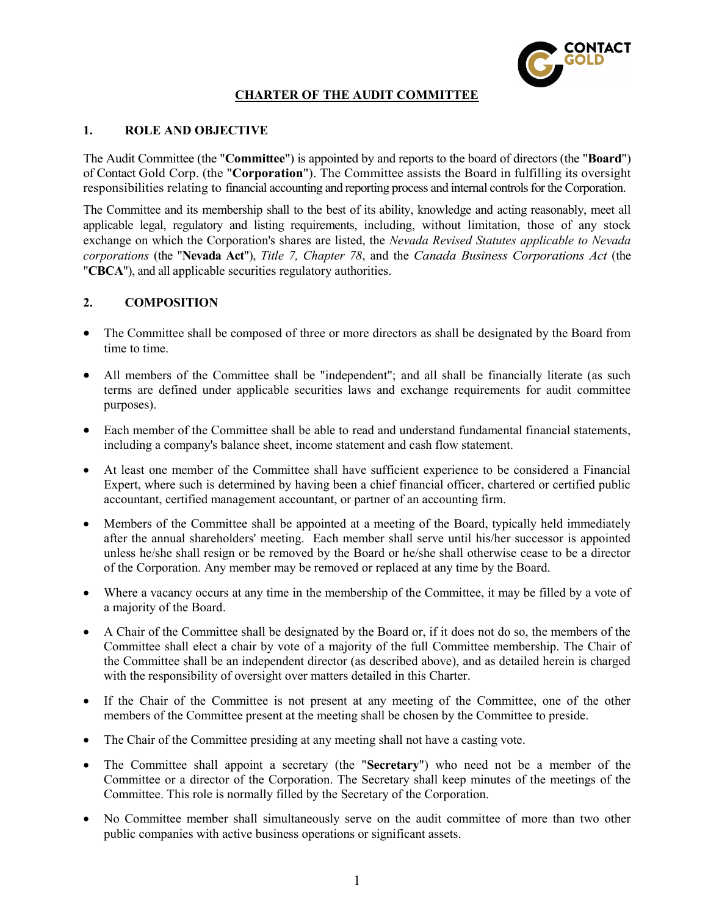# CHARTER OF THE AUDIT COMMITTEE

## 1. ROLE AND OBJECTIVE

The Audit Committee (the "**Committee**") is appointed by and reports to the board of directors (the "**Board**") of Contact Gold Corp. (the "**Corporation**"). The Committee assists the Board in fulfilling its oversight responsibilities relating to financial accounting and reporting process and internal controls for the Corporation.

The Committee and its membership shall to the best of its ability, knowledge and acting reasonably, meet all applicable legal, regulatory and listing requirements, including, without limitation, those of any stock exchange on which the Corporation's shares are listed, the *Nevada Revised Statutes applicable to Nevada corporations* (the "**Nevada Act**"), *Title 7, Chapter 78*, and the *Canada Business Corporations Act* (the "**CBCA**"), and all applicable securities regulatory authorities.

## 2. COMPOSITION

- The Committee shall be composed of three or more directors as shall be designated by the Board from time to time.
- All members of the Committee shall be "independent"; and all shall be financially literate (as such terms are defined under applicable securities laws and exchange requirements for audit committee purposes).
- Each member of the Committee shall be able to read and understand fundamental financial statements, including a company's balance sheet, income statement and cash flow statement.
- At least one member of the Committee shall have sufficient experience to be considered a Financial Expert, where such is determined by having been a chief financial officer, chartered or certified public accountant, certified management accountant, or partner of an accounting firm.
- Members of the Committee shall be appointed at a meeting of the Board, typically held immediately after the annual shareholders' meeting. Each member shall serve until his/her successor is appointed unless he/she shall resign or be removed by the Board or he/she shall otherwise cease to be a director of the Corporation. Any member may be removed or replaced at any time by the Board.
- Where a vacancy occurs at any time in the membership of the Committee, it may be filled by a vote of a majority of the Board.
- A Chair of the Committee shall be designated by the Board or, if it does not do so, the members of the Committee shall elect a chair by vote of a majority of the full Committee membership. The Chair of the Committee shall be an independent director (as described above), and as detailed herein is charged with the responsibility of oversight over matters detailed in this Charter.
- If the Chair of the Committee is not present at any meeting of the Committee, one of the other members of the Committee present at the meeting shall be chosen by the Committee to preside.
- The Chair of the Committee presiding at any meeting shall not have a casting vote.
- The Committee shall appoint a secretary (the "**Secretary**") who need not be a member of the Committee or a director of the Corporation. The Secretary shall keep minutes of the meetings of the Committee. This role is normally filled by the Secretary of the Corporation.
- No Committee member shall simultaneously serve on the audit committee of more than two other public companies with active business operations or significant assets.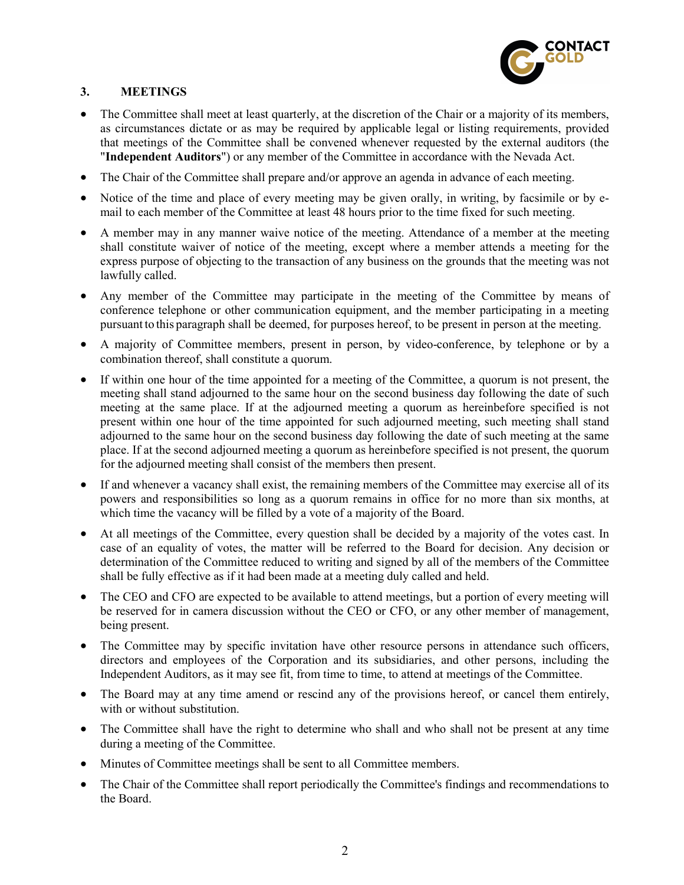## 3. MEETINGS

- The Committee shall meet at least quarterly, at the discretion of the Chair or a majority of its members, as circumstances dictate or as may be required by applicable legal or listing requirements, provided that meetings of the Committee shall be convened whenever requested by the external auditors (the "**Independent Auditors**") or any member of the Committee in accordance with the Nevada Act.
- The Chair of the Committee shall prepare and/or approve an agenda in advance of each meeting.
- Notice of the time and place of every meeting may be given orally, in writing, by facsimile or by e-mail to each member of the Committee at least 48 hours prior to the time fixed for such meeting.
- A member may in any manner waive notice of the meeting. Attendance of a member at the meeting shall constitute waiver of notice of the meeting, except where a member attends a meeting for the express purpose of objecting to the transaction of any business on the grounds that the meeting was not lawfully called.
- Any member of the Committee may participate in the meeting of the Committee by means of conference telephone or other communication equipment, and the member participating in a meeting pursuant to this paragraph shall be deemed, for purposes hereof, to be present in person at the meeting.
- A majority of Committee members, present in person, by video-conference, by telephone or by a combination thereof, shall constitute a quorum.
- If within one hour of the time appointed for a meeting of the Committee, a quorum is not present, the meeting shall stand adjourned to the same hour on the second business day following the date of such meeting at the same place. If at the adjourned meeting a quorum as hereinbefore specified is not present within one hour of the time appointed for such adjourned meeting, such meeting shall stand adjourned to the same hour on the second business day following the date of such meeting at the same place. If at the second adjourned meeting a quorum as hereinbefore specified is not present, the quorum for the adjourned meeting shall consist of the members then present.
- If and whenever a vacancy shall exist, the remaining members of the Committee may exercise all of its powers and responsibilities so long as a quorum remains in office for no more than six months, at which time the vacancy will be filled by a vote of a majority of the Board.
- At all meetings of the Committee, every question shall be decided by a majority of the votes cast. In case of an equality of votes, the matter will be referred to the Board for decision. Any decision or determination of the Committee reduced to writing and signed by all of the members of the Committee shall be fully effective as if it had been made at a meeting duly called and held.
- The CEO and CFO are expected to be available to attend meetings, but a portion of every meeting will be reserved for in camera discussion without the CEO or CFO, or any other member of management, being present.
- The Committee may by specific invitation have other resource persons in attendance such officers, directors and employees of the Corporation and its subsidiaries, and other persons, including the Independent Auditors, as it may see fit, from time to time, to attend at meetings of the Committee.
- The Board may at any time amend or rescind any of the provisions hereof, or cancel them entirely, with or without substitution.
- The Committee shall have the right to determine who shall and who shall not be present at any time during a meeting of the Committee.
- Minutes of Committee meetings shall be sent to all Committee members.
- The Chair of the Committee shall report periodically the Committee's findings and recommendations to the Board.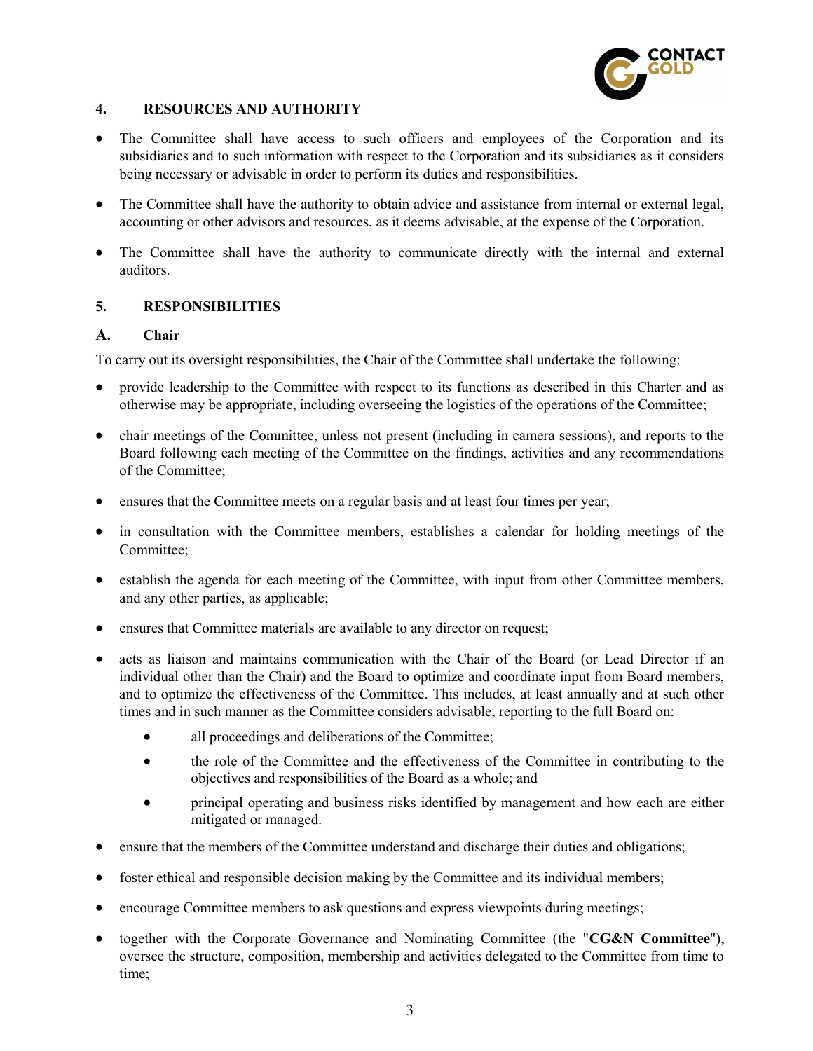## 4. RESOURCES AND AUTHORITY

- The Committee shall have access to such officers and employees of the Corporation and its subsidiaries and to such information with respect to the Corporation and its subsidiaries as it considers being necessary or advisable in order to perform its duties and responsibilities.
- The Committee shall have the authority to obtain advice and assistance from internal or external legal, accounting or other advisors and resources, as it deems advisable, at the expense of the Corporation.
- The Committee shall have the authority to communicate directly with the internal and external auditors.

## 5. RESPONSIBILITIES

### A. Chair

To carry out its oversight responsibilities, the Chair of the Committee shall undertake the following:

- provide leadership to the Committee with respect to its functions as described in this Charter and as otherwise may be appropriate, including overseeing the logistics of the operations of the Committee;
- chair meetings of the Committee, unless not present (including in camera sessions), and reports to the Board following each meeting of the Committee on the findings, activities and any recommendations of the Committee;
- ensures that the Committee meets on a regular basis and at least four times per year;
- in consultation with the Committee members, establishes a calendar for holding meetings of the Committee;
- establish the agenda for each meeting of the Committee, with input from other Committee members, and any other parties, as applicable;
- ensures that Committee materials are available to any director on request;
- acts as liaison and maintains communication with the Chair of the Board (or Lead Director if an individual other than the Chair) and the Board to optimize and coordinate input from Board members, and to optimize the effectiveness of the Committee. This includes, at least annually and at such other times and in such manner as the Committee considers advisable, reporting to the full Board on:
    - all proceedings and deliberations of the Committee;
    - the role of the Committee and the effectiveness of the Committee in contributing to the objectives and responsibilities of the Board as a whole; and
    - principal operating and business risks identified by management and how each are either mitigated or managed.
- ensure that the members of the Committee understand and discharge their duties and obligations;
- foster ethical and responsible decision making by the Committee and its individual members;
- encourage Committee members to ask questions and express viewpoints during meetings;
- together with the Corporate Governance and Nominating Committee (the "**CG&N Committee**"), oversee the structure, composition, membership and activities delegated to the Committee from time to time;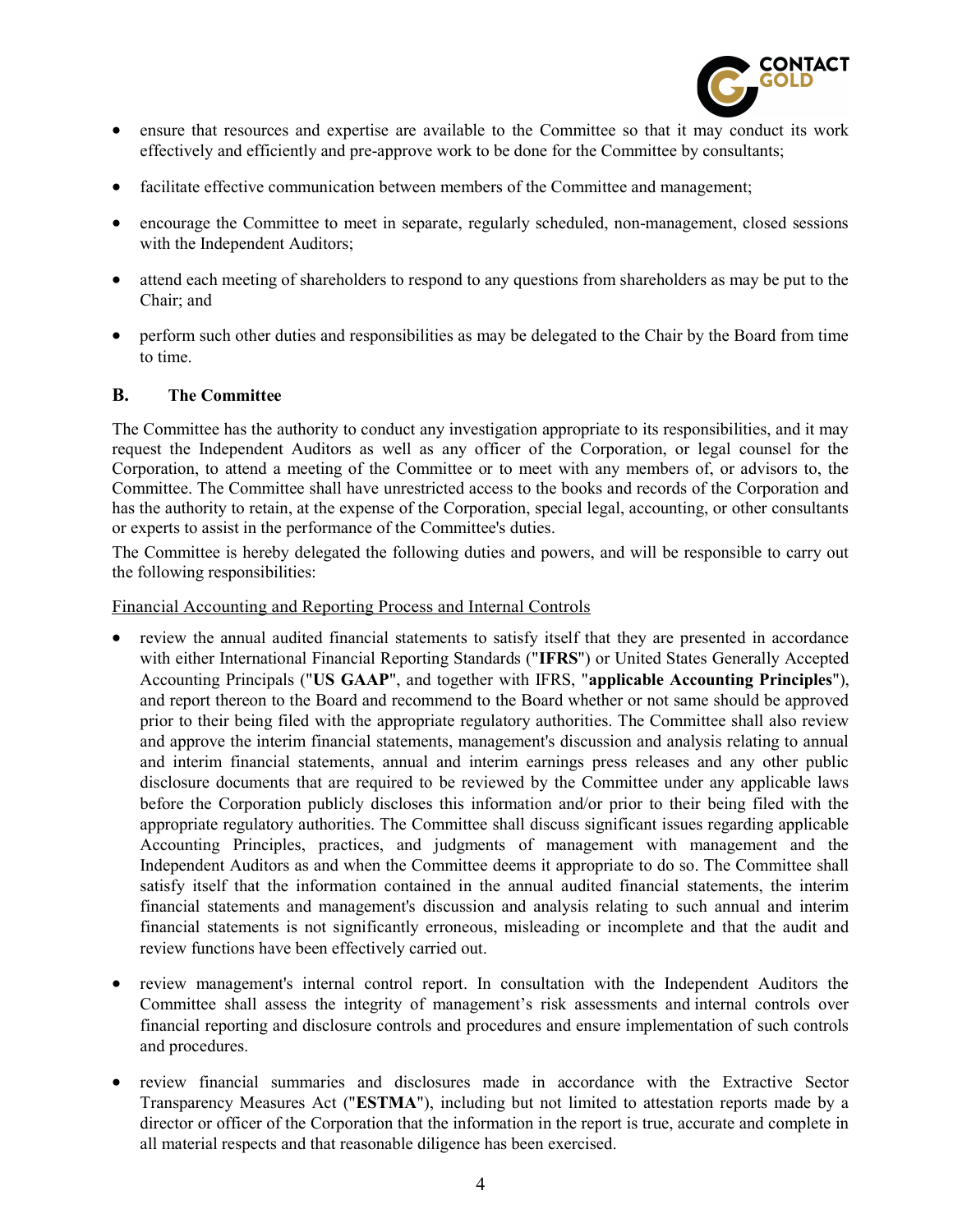- ensure that resources and expertise are available to the Committee so that it may conduct its work effectively and efficiently and pre-approve work to be done for the Committee by consultants;
- facilitate effective communication between members of the Committee and management;
- encourage the Committee to meet in separate, regularly scheduled, non-management, closed sessions with the Independent Auditors;
- attend each meeting of shareholders to respond to any questions from shareholders as may be put to the Chair; and
- perform such other duties and responsibilities as may be delegated to the Chair by the Board from time to time.

### B. The Committee

The Committee has the authority to conduct any investigation appropriate to its responsibilities, and it may request the Independent Auditors as well as any officer of the Corporation, or legal counsel for the Corporation, to attend a meeting of the Committee or to meet with any members of, or advisors to, the Committee. The Committee shall have unrestricted access to the books and records of the Corporation and has the authority to retain, at the expense of the Corporation, special legal, accounting, or other consultants or experts to assist in the performance of the Committee's duties.

The Committee is hereby delegated the following duties and powers, and will be responsible to carry out the following responsibilities:

<u>Financial Accounting and Reporting Process and Internal Controls</u>

- review the annual audited financial statements to satisfy itself that they are presented in accordance with either International Financial Reporting Standards ("**IFRS**") or United States Generally Accepted Accounting Principals ("**US GAAP**", and together with IFRS, "**applicable Accounting Principles**"), and report thereon to the Board and recommend to the Board whether or not same should be approved prior to their being filed with the appropriate regulatory authorities. The Committee shall also review and approve the interim financial statements, management's discussion and analysis relating to annual and interim financial statements, annual and interim earnings press releases and any other public disclosure documents that are required to be reviewed by the Committee under any applicable laws before the Corporation publicly discloses this information and/or prior to their being filed with the appropriate regulatory authorities. The Committee shall discuss significant issues regarding applicable Accounting Principles, practices, and judgments of management with management and the Independent Auditors as and when the Committee deems it appropriate to do so. The Committee shall satisfy itself that the information contained in the annual audited financial statements, the interim financial statements and management's discussion and analysis relating to such annual and interim financial statements is not significantly erroneous, misleading or incomplete and that the audit and review functions have been effectively carried out.
- review management's internal control report. In consultation with the Independent Auditors the Committee shall assess the integrity of management's risk assessments and internal controls over financial reporting and disclosure controls and procedures and ensure implementation of such controls and procedures.
- review financial summaries and disclosures made in accordance with the Extractive Sector Transparency Measures Act ("**ESTMA**"), including but not limited to attestation reports made by a director or officer of the Corporation that the information in the report is true, accurate and complete in all material respects and that reasonable diligence has been exercised.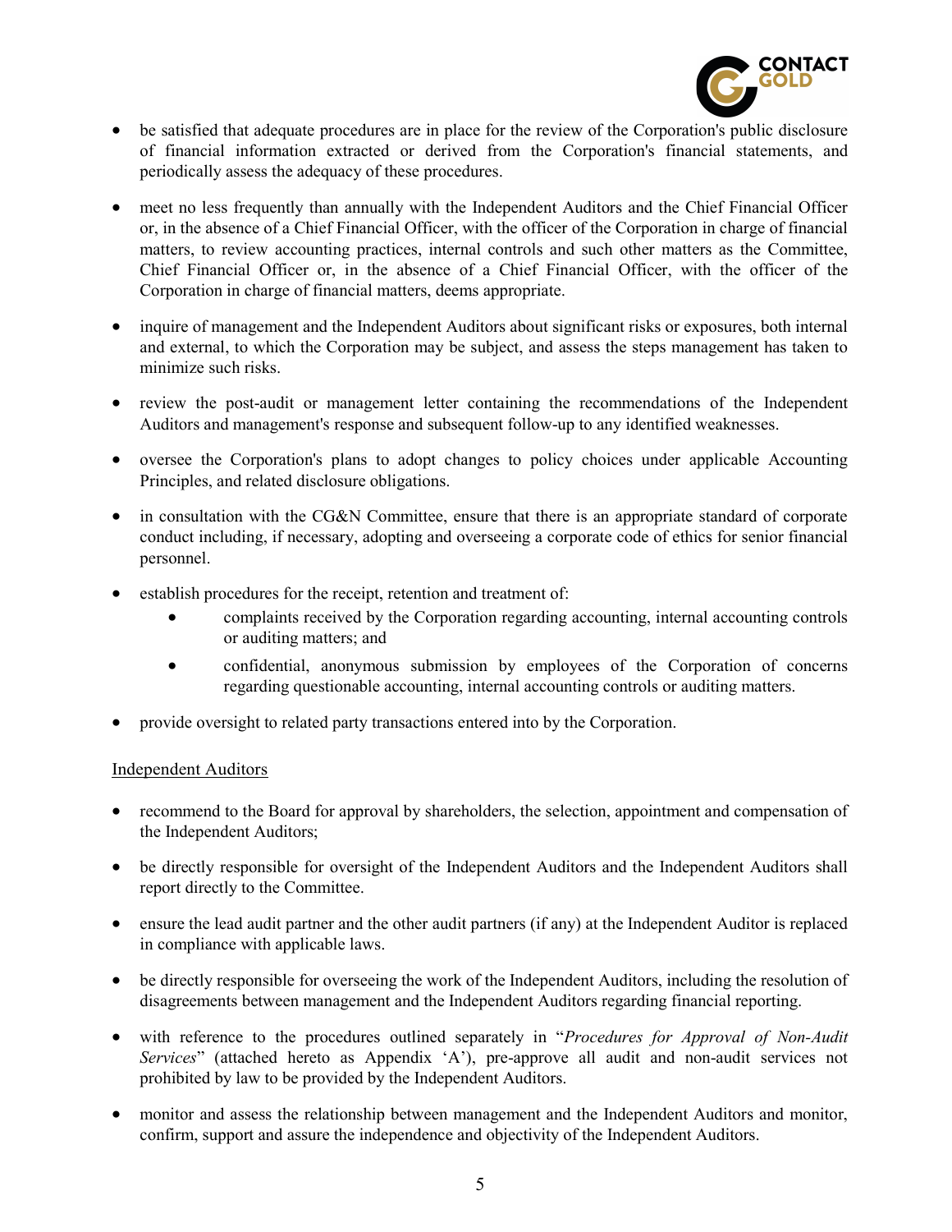- be satisfied that adequate procedures are in place for the review of the Corporation's public disclosure of financial information extracted or derived from the Corporation's financial statements, and periodically assess the adequacy of these procedures.

- meet no less frequently than annually with the Independent Auditors and the Chief Financial Officer or, in the absence of a Chief Financial Officer, with the officer of the Corporation in charge of financial matters, to review accounting practices, internal controls and such other matters as the Committee, Chief Financial Officer or, in the absence of a Chief Financial Officer, with the officer of the Corporation in charge of financial matters, deems appropriate.

- inquire of management and the Independent Auditors about significant risks or exposures, both internal and external, to which the Corporation may be subject, and assess the steps management has taken to minimize such risks.

- review the post-audit or management letter containing the recommendations of the Independent Auditors and management's response and subsequent follow-up to any identified weaknesses.

- oversee the Corporation's plans to adopt changes to policy choices under applicable Accounting Principles, and related disclosure obligations.

- in consultation with the CG&N Committee, ensure that there is an appropriate standard of corporate conduct including, if necessary, adopting and overseeing a corporate code of ethics for senior financial personnel.

- establish procedures for the receipt, retention and treatment of:
  - complaints received by the Corporation regarding accounting, internal accounting controls or auditing matters; and
  - confidential, anonymous submission by employees of the Corporation of concerns regarding questionable accounting, internal accounting controls or auditing matters.

- provide oversight to related party transactions entered into by the Corporation.

Independent Auditors

- recommend to the Board for approval by shareholders, the selection, appointment and compensation of the Independent Auditors;

- be directly responsible for oversight of the Independent Auditors and the Independent Auditors shall report directly to the Committee.

- ensure the lead audit partner and the other audit partners (if any) at the Independent Auditor is replaced in compliance with applicable laws.

- be directly responsible for overseeing the work of the Independent Auditors, including the resolution of disagreements between management and the Independent Auditors regarding financial reporting.

- with reference to the procedures outlined separately in "*Procedures for Approval of Non-Audit Services*" (attached hereto as Appendix 'A'), pre-approve all audit and non-audit services not prohibited by law to be provided by the Independent Auditors.

- monitor and assess the relationship between management and the Independent Auditors and monitor, confirm, support and assure the independence and objectivity of the Independent Auditors.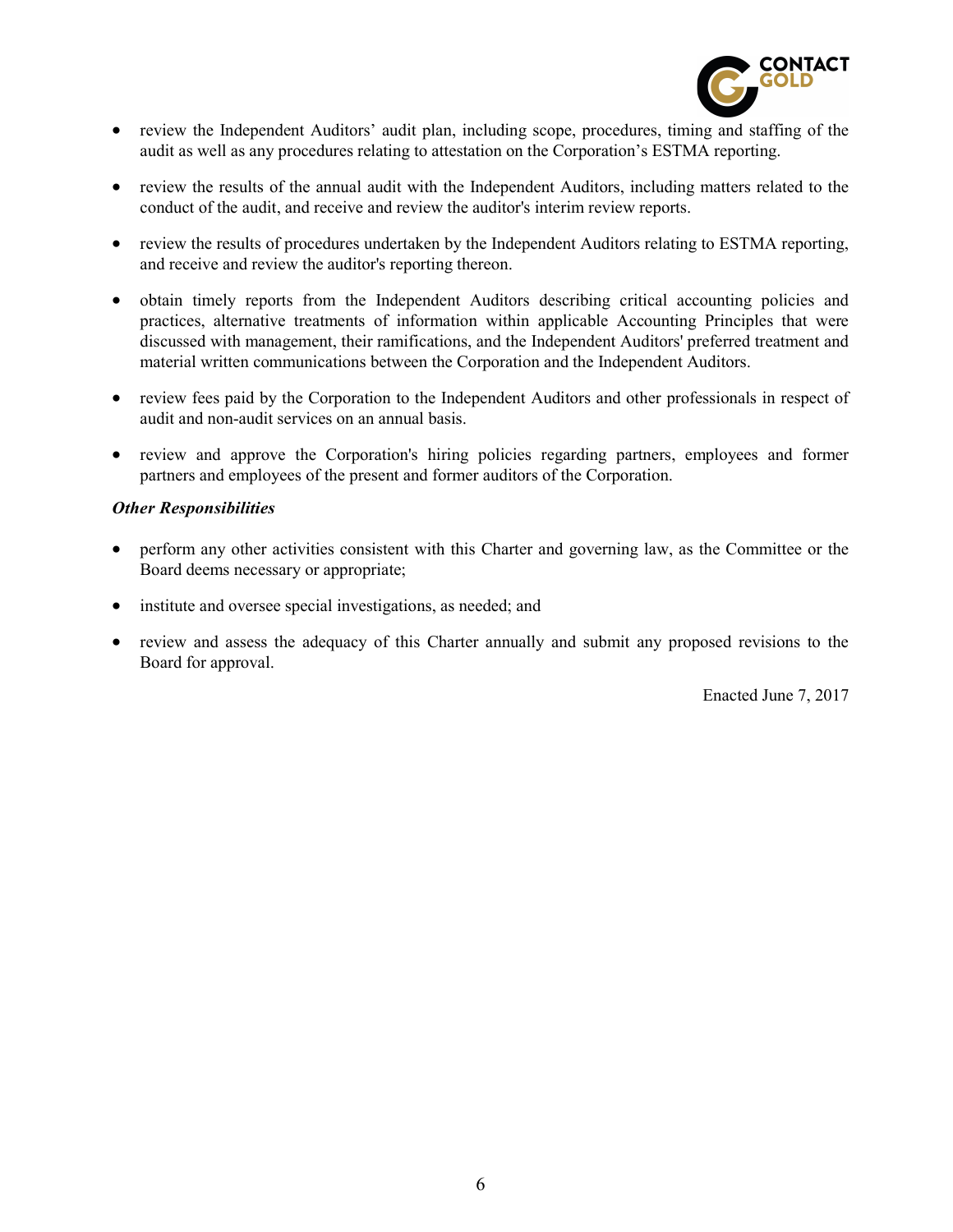- review the Independent Auditors' audit plan, including scope, procedures, timing and staffing of the audit as well as any procedures relating to attestation on the Corporation's ESTMA reporting.
- review the results of the annual audit with the Independent Auditors, including matters related to the conduct of the audit, and receive and review the auditor's interim review reports.
- review the results of procedures undertaken by the Independent Auditors relating to ESTMA reporting, and receive and review the auditor's reporting thereon.
- obtain timely reports from the Independent Auditors describing critical accounting policies and practices, alternative treatments of information within applicable Accounting Principles that were discussed with management, their ramifications, and the Independent Auditors' preferred treatment and material written communications between the Corporation and the Independent Auditors.
- review fees paid by the Corporation to the Independent Auditors and other professionals in respect of audit and non-audit services on an annual basis.
- review and approve the Corporation's hiring policies regarding partners, employees and former partners and employees of the present and former auditors of the Corporation.

***Other Responsibilities***

- perform any other activities consistent with this Charter and governing law, as the Committee or the Board deems necessary or appropriate;
- institute and oversee special investigations, as needed; and
- review and assess the adequacy of this Charter annually and submit any proposed revisions to the Board for approval.

Enacted June 7, 2017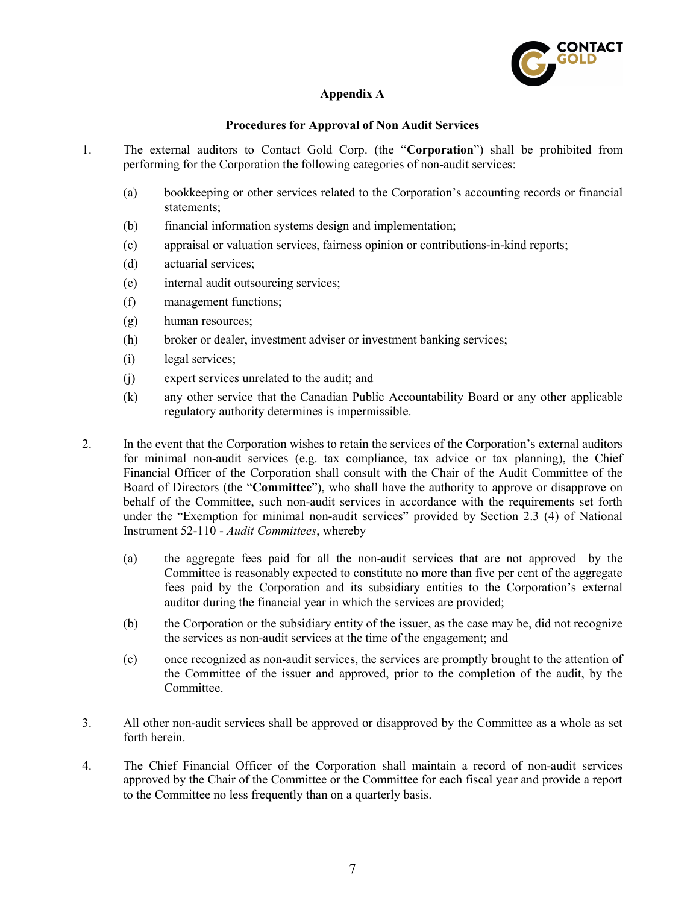## Appendix A

### Procedures for Approval of Non Audit Services

1. The external auditors to Contact Gold Corp. (the "**Corporation**") shall be prohibited from performing for the Corporation the following categories of non-audit services:

   (a) bookkeeping or other services related to the Corporation's accounting records or financial statements;

   (b) financial information systems design and implementation;

   (c) appraisal or valuation services, fairness opinion or contributions-in-kind reports;

   (d) actuarial services;

   (e) internal audit outsourcing services;

   (f) management functions;

   (g) human resources;

   (h) broker or dealer, investment adviser or investment banking services;

   (i) legal services;

   (j) expert services unrelated to the audit; and

   (k) any other service that the Canadian Public Accountability Board or any other applicable regulatory authority determines is impermissible.

2. In the event that the Corporation wishes to retain the services of the Corporation's external auditors for minimal non-audit services (e.g. tax compliance, tax advice or tax planning), the Chief Financial Officer of the Corporation shall consult with the Chair of the Audit Committee of the Board of Directors (the "**Committee**"), who shall have the authority to approve or disapprove on behalf of the Committee, such non-audit services in accordance with the requirements set forth under the "Exemption for minimal non-audit services" provided by Section 2.3 (4) of National Instrument 52-110 - *Audit Committees*, whereby

   (a) the aggregate fees paid for all the non-audit services that are not approved by the Committee is reasonably expected to constitute no more than five per cent of the aggregate fees paid by the Corporation and its subsidiary entities to the Corporation's external auditor during the financial year in which the services are provided;

   (b) the Corporation or the subsidiary entity of the issuer, as the case may be, did not recognize the services as non-audit services at the time of the engagement; and

   (c) once recognized as non-audit services, the services are promptly brought to the attention of the Committee of the issuer and approved, prior to the completion of the audit, by the Committee.

3. All other non-audit services shall be approved or disapproved by the Committee as a whole as set forth herein.

4. The Chief Financial Officer of the Corporation shall maintain a record of non-audit services approved by the Chair of the Committee or the Committee for each fiscal year and provide a report to the Committee no less frequently than on a quarterly basis.